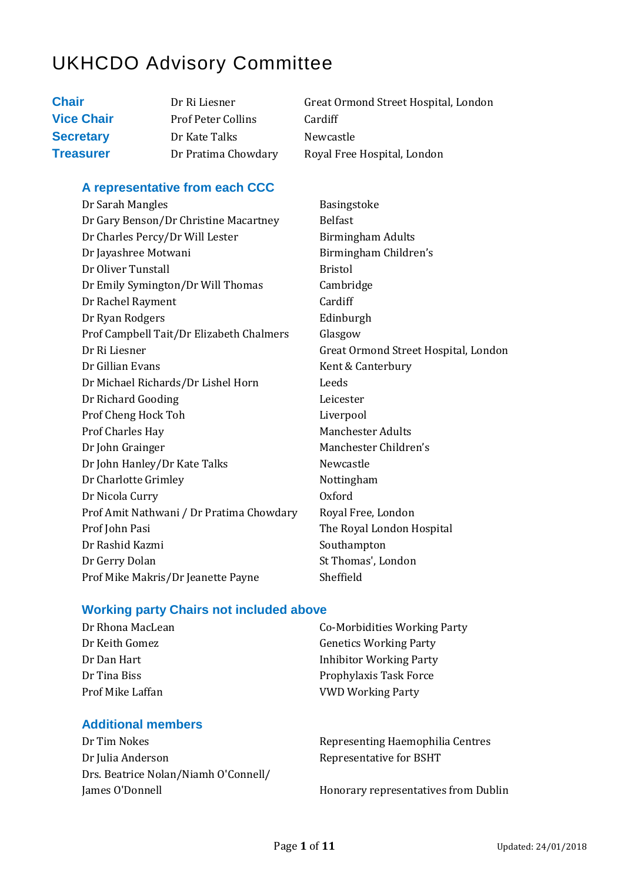# UKHCDO Advisory Committee

| | | |
|---|---|---|
| **Chair** | Dr Ri Liesner | Great Ormond Street Hospital, London |
| **Vice Chair** | Prof Peter Collins | Cardiff |
| **Secretary** | Dr Kate Talks | Newcastle |
| **Treasurer** | Dr Pratima Chowdary | Royal Free Hospital, London |

## A representative from each CCC

| | |
|---|---|
| Dr Sarah Mangles | Basingstoke |
| Dr Gary Benson/Dr Christine Macartney | Belfast |
| Dr Charles Percy/Dr Will Lester | Birmingham Adults |
| Dr Jayashree Motwani | Birmingham Children's |
| Dr Oliver Tunstall | Bristol |
| Dr Emily Symington/Dr Will Thomas | Cambridge |
| Dr Rachel Rayment | Cardiff |
| Dr Ryan Rodgers | Edinburgh |
| Prof Campbell Tait/Dr Elizabeth Chalmers | Glasgow |
| Dr Ri Liesner | Great Ormond Street Hospital, London |
| Dr Gillian Evans | Kent & Canterbury |
| Dr Michael Richards/Dr Lishel Horn | Leeds |
| Dr Richard Gooding | Leicester |
| Prof Cheng Hock Toh | Liverpool |
| Prof Charles Hay | Manchester Adults |
| Dr John Grainger | Manchester Children's |
| Dr John Hanley/Dr Kate Talks | Newcastle |
| Dr Charlotte Grimley | Nottingham |
| Dr Nicola Curry | Oxford |
| Prof Amit Nathwani / Dr Pratima Chowdary | Royal Free, London |
| Prof John Pasi | The Royal London Hospital |
| Dr Rashid Kazmi | Southampton |
| Dr Gerry Dolan | St Thomas', London |
| Prof Mike Makris/Dr Jeanette Payne | Sheffield |

## Working party Chairs not included above

| | |
|---|---|
| Dr Rhona MacLean | Co-Morbidities Working Party |
| Dr Keith Gomez | Genetics Working Party |
| Dr Dan Hart | Inhibitor Working Party |
| Dr Tina Biss | Prophylaxis Task Force |
| Prof Mike Laffan | VWD Working Party |

## Additional members

| | |
|---|---|
| Dr Tim Nokes | Representing Haemophilia Centres |
| Dr Julia Anderson | Representative for BSHT |
| Drs. Beatrice Nolan/Niamh O'Connell/ James O'Donnell | Honorary representatives from Dublin |

Updated: 24/01/2018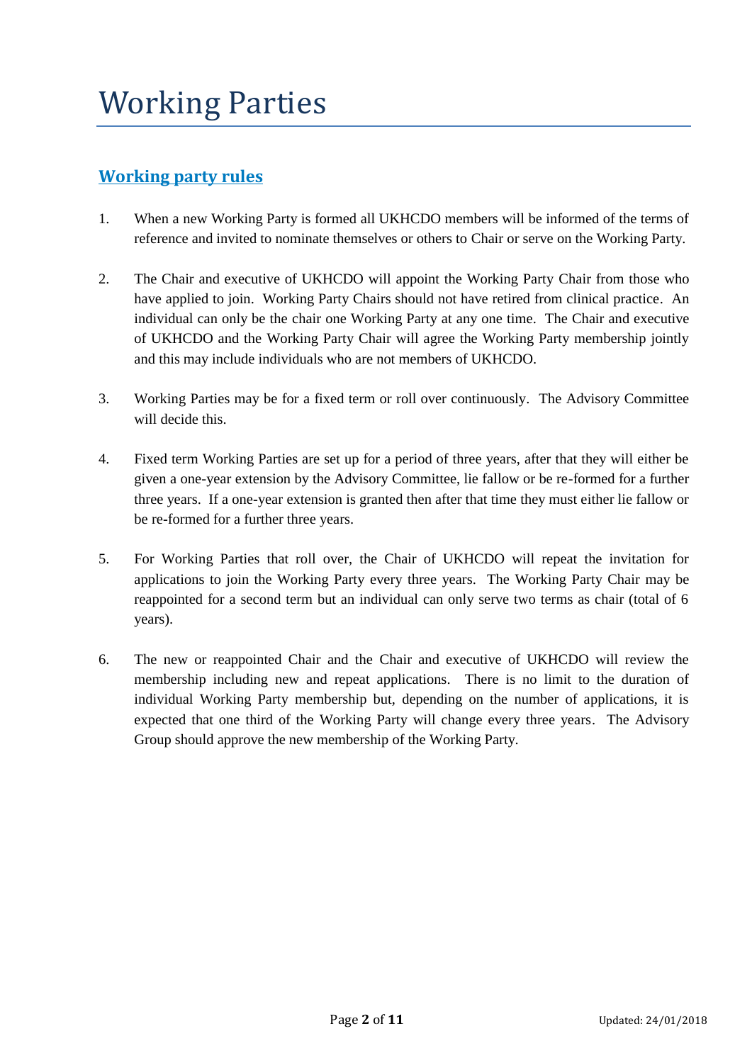# Working Parties

## Working party rules

1. When a new Working Party is formed all UKHCDO members will be informed of the terms of reference and invited to nominate themselves or others to Chair or serve on the Working Party.

2. The Chair and executive of UKHCDO will appoint the Working Party Chair from those who have applied to join. Working Party Chairs should not have retired from clinical practice. An individual can only be the chair one Working Party at any one time. The Chair and executive of UKHCDO and the Working Party Chair will agree the Working Party membership jointly and this may include individuals who are not members of UKHCDO.

3. Working Parties may be for a fixed term or roll over continuously. The Advisory Committee will decide this.

4. Fixed term Working Parties are set up for a period of three years, after that they will either be given a one-year extension by the Advisory Committee, lie fallow or be re-formed for a further three years. If a one-year extension is granted then after that time they must either lie fallow or be re-formed for a further three years.

5. For Working Parties that roll over, the Chair of UKHCDO will repeat the invitation for applications to join the Working Party every three years. The Working Party Chair may be reappointed for a second term but an individual can only serve two terms as chair (total of 6 years).

6. The new or reappointed Chair and the Chair and executive of UKHCDO will review the membership including new and repeat applications. There is no limit to the duration of individual Working Party membership but, depending on the number of applications, it is expected that one third of the Working Party will change every three years. The Advisory Group should approve the new membership of the Working Party.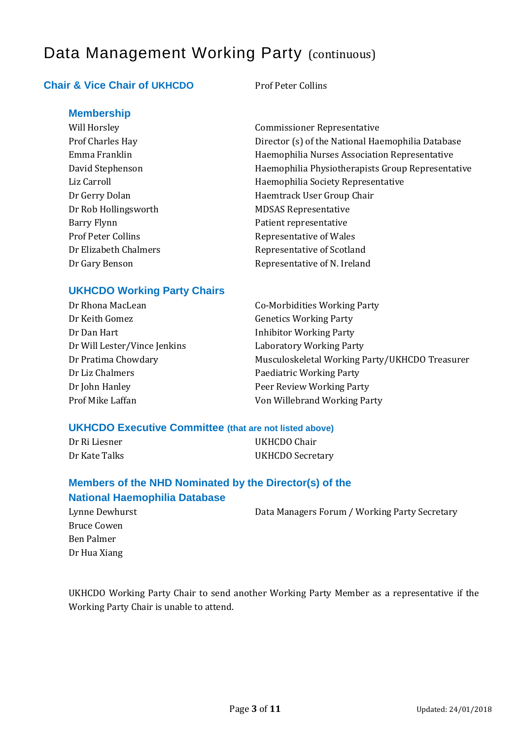# Data Management Working Party (continuous)

**Chair & Vice Chair of UKHCDO** — Prof Peter Collins

### Membership

| | |
|---|---|
| Will Horsley | Commissioner Representative |
| Prof Charles Hay | Director (s) of the National Haemophilia Database |
| Emma Franklin | Haemophilia Nurses Association Representative |
| David Stephenson | Haemophilia Physiotherapists Group Representative |
| Liz Carroll | Haemophilia Society Representative |
| Dr Gerry Dolan | Haemtrack User Group Chair |
| Dr Rob Hollingsworth | MDSAS Representative |
| Barry Flynn | Patient representative |
| Prof Peter Collins | Representative of Wales |
| Dr Elizabeth Chalmers | Representative of Scotland |
| Dr Gary Benson | Representative of N. Ireland |

### UKHCDO Working Party Chairs

| | |
|---|---|
| Dr Rhona MacLean | Co-Morbidities Working Party |
| Dr Keith Gomez | Genetics Working Party |
| Dr Dan Hart | Inhibitor Working Party |
| Dr Will Lester/Vince Jenkins | Laboratory Working Party |
| Dr Pratima Chowdary | Musculoskeletal Working Party/UKHCDO Treasurer |
| Dr Liz Chalmers | Paediatric Working Party |
| Dr John Hanley | Peer Review Working Party |
| Prof Mike Laffan | Von Willebrand Working Party |

### UKHCDO Executive Committee (that are not listed above)

| | |
|---|---|
| Dr Ri Liesner | UKHCDO Chair |
| Dr Kate Talks | UKHCDO Secretary |

### Members of the NHD Nominated by the Director(s) of the National Haemophilia Database

| | |
|---|---|
| Lynne Dewhurst | Data Managers Forum / Working Party Secretary |
| Bruce Cowen | |
| Ben Palmer | |
| Dr Hua Xiang | |

UKHCDO Working Party Chair to send another Working Party Member as a representative if the Working Party Chair is unable to attend.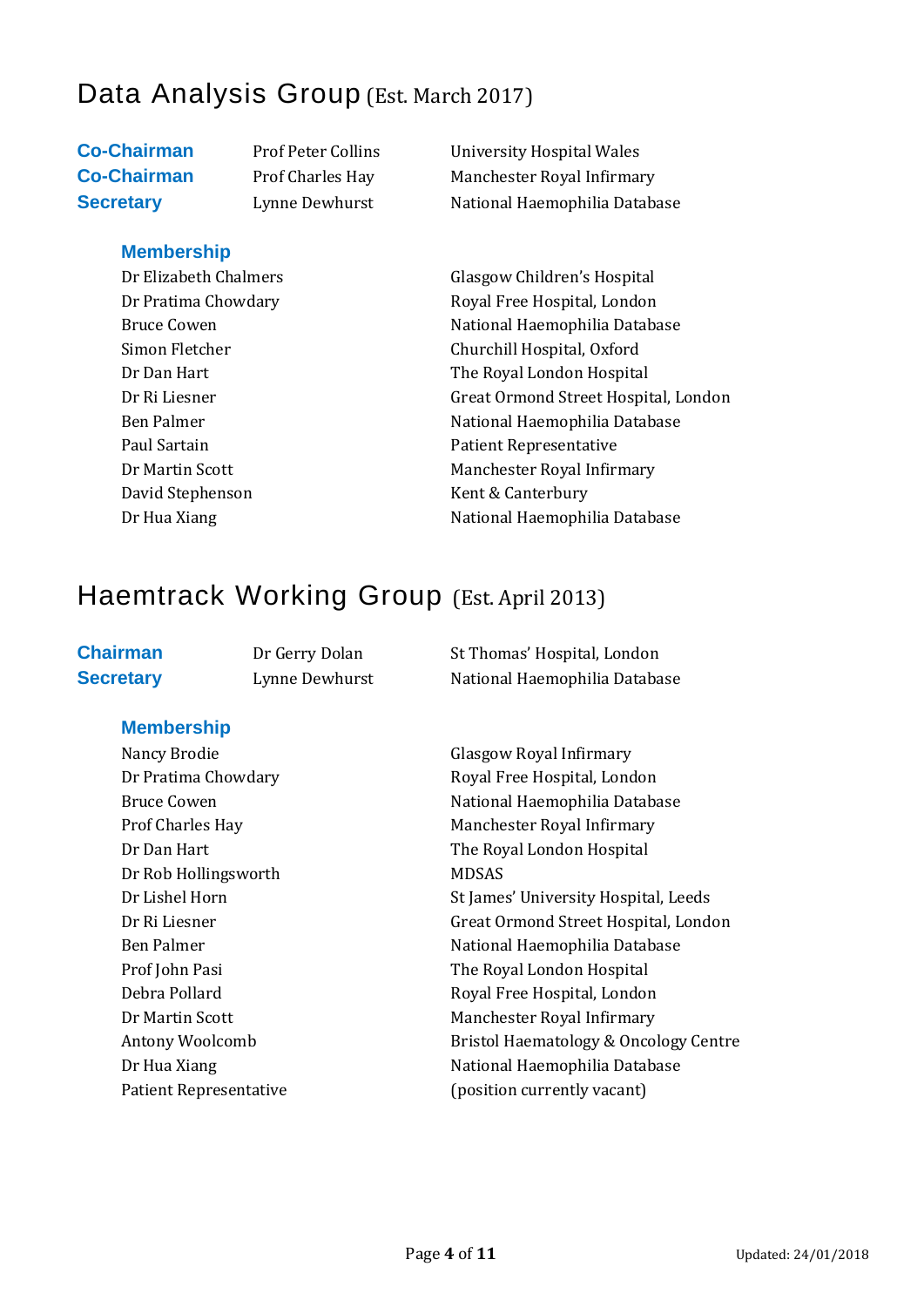# Data Analysis Group (Est. March 2017)

| | | |
|---|---|---|
| **Co-Chairman** | Prof Peter Collins | University Hospital Wales |
| **Co-Chairman** | Prof Charles Hay | Manchester Royal Infirmary |
| **Secretary** | Lynne Dewhurst | National Haemophilia Database |

### Membership

| | |
|---|---|
| Dr Elizabeth Chalmers | Glasgow Children's Hospital |
| Dr Pratima Chowdary | Royal Free Hospital, London |
| Bruce Cowen | National Haemophilia Database |
| Simon Fletcher | Churchill Hospital, Oxford |
| Dr Dan Hart | The Royal London Hospital |
| Dr Ri Liesner | Great Ormond Street Hospital, London |
| Ben Palmer | National Haemophilia Database |
| Paul Sartain | Patient Representative |
| Dr Martin Scott | Manchester Royal Infirmary |
| David Stephenson | Kent & Canterbury |
| Dr Hua Xiang | National Haemophilia Database |

# Haemtrack Working Group (Est. April 2013)

| | | |
|---|---|---|
| **Chairman** | Dr Gerry Dolan | St Thomas' Hospital, London |
| **Secretary** | Lynne Dewhurst | National Haemophilia Database |

### Membership

| | |
|---|---|
| Nancy Brodie | Glasgow Royal Infirmary |
| Dr Pratima Chowdary | Royal Free Hospital, London |
| Bruce Cowen | National Haemophilia Database |
| Prof Charles Hay | Manchester Royal Infirmary |
| Dr Dan Hart | The Royal London Hospital |
| Dr Rob Hollingsworth | MDSAS |
| Dr Lishel Horn | St James' University Hospital, Leeds |
| Dr Ri Liesner | Great Ormond Street Hospital, London |
| Ben Palmer | National Haemophilia Database |
| Prof John Pasi | The Royal London Hospital |
| Debra Pollard | Royal Free Hospital, London |
| Dr Martin Scott | Manchester Royal Infirmary |
| Antony Woolcomb | Bristol Haematology & Oncology Centre |
| Dr Hua Xiang | National Haemophilia Database |
| Patient Representative | (position currently vacant) |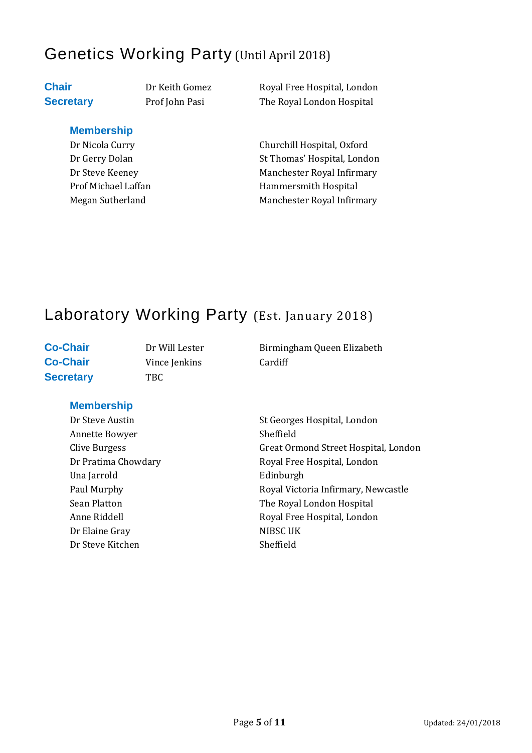## Genetics Working Party (Until April 2018)

| | | |
|---|---|---|
| **Chair** | Dr Keith Gomez | Royal Free Hospital, London |
| **Secretary** | Prof John Pasi | The Royal London Hospital |

### Membership

| | |
|---|---|
| Dr Nicola Curry | Churchill Hospital, Oxford |
| Dr Gerry Dolan | St Thomas' Hospital, London |
| Dr Steve Keeney | Manchester Royal Infirmary |
| Prof Michael Laffan | Hammersmith Hospital |
| Megan Sutherland | Manchester Royal Infirmary |

## Laboratory Working Party (Est. January 2018)

| | | |
|---|---|---|
| **Co-Chair** | Dr Will Lester | Birmingham Queen Elizabeth |
| **Co-Chair** | Vince Jenkins | Cardiff |
| **Secretary** | TBC | |

### Membership

| | |
|---|---|
| Dr Steve Austin | St Georges Hospital, London |
| Annette Bowyer | Sheffield |
| Clive Burgess | Great Ormond Street Hospital, London |
| Dr Pratima Chowdary | Royal Free Hospital, London |
| Una Jarrold | Edinburgh |
| Paul Murphy | Royal Victoria Infirmary, Newcastle |
| Sean Platton | The Royal London Hospital |
| Anne Riddell | Royal Free Hospital, London |
| Dr Elaine Gray | NIBSC UK |
| Dr Steve Kitchen | Sheffield |

Updated: 24/01/2018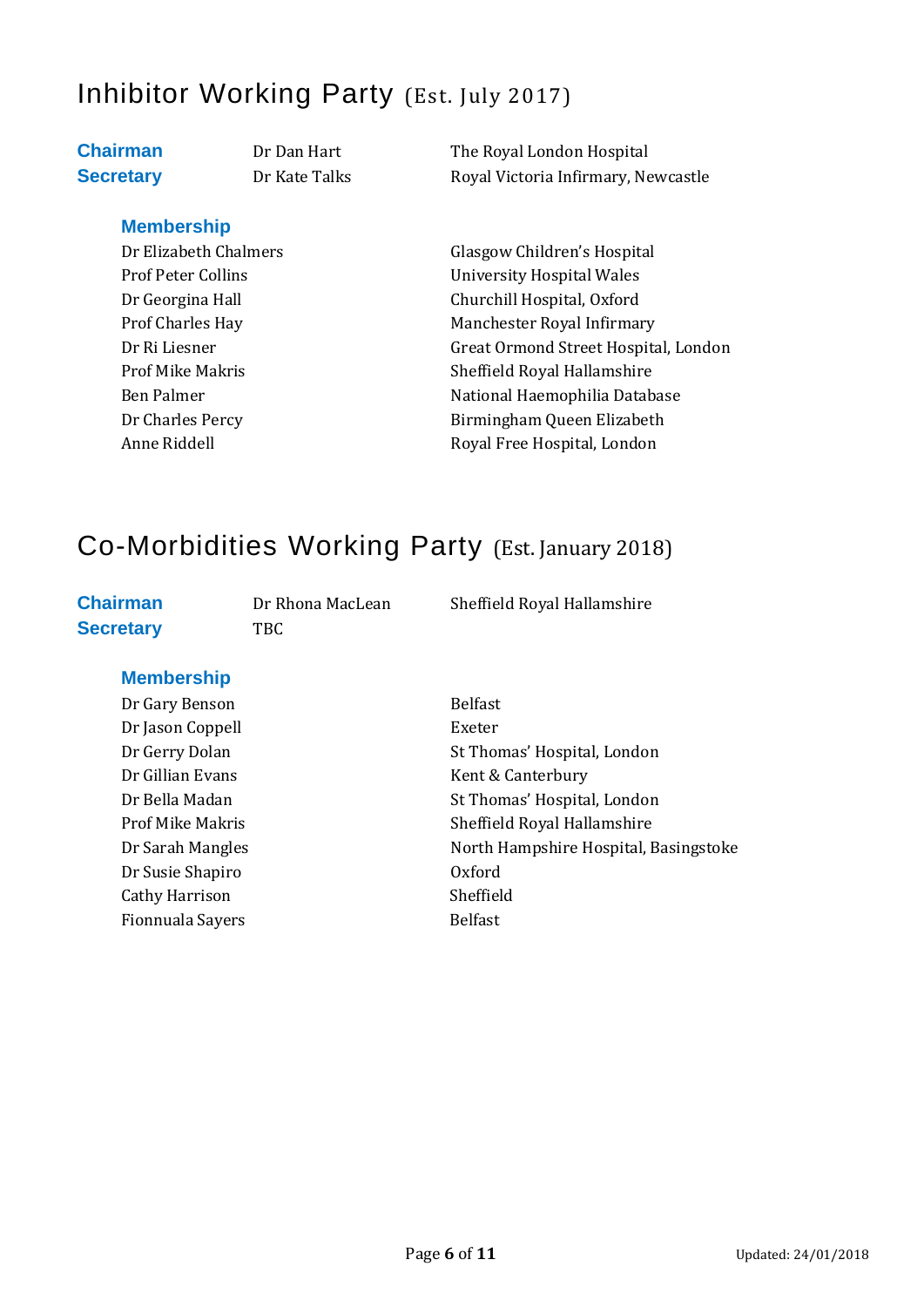# Inhibitor Working Party (Est. July 2017)

| | | |
|---|---|---|
| **Chairman** | Dr Dan Hart | The Royal London Hospital |
| **Secretary** | Dr Kate Talks | Royal Victoria Infirmary, Newcastle |

### Membership

| | |
|---|---|
| Dr Elizabeth Chalmers | Glasgow Children's Hospital |
| Prof Peter Collins | University Hospital Wales |
| Dr Georgina Hall | Churchill Hospital, Oxford |
| Prof Charles Hay | Manchester Royal Infirmary |
| Dr Ri Liesner | Great Ormond Street Hospital, London |
| Prof Mike Makris | Sheffield Royal Hallamshire |
| Ben Palmer | National Haemophilia Database |
| Dr Charles Percy | Birmingham Queen Elizabeth |
| Anne Riddell | Royal Free Hospital, London |

# Co-Morbidities Working Party (Est. January 2018)

| | | |
|---|---|---|
| **Chairman** | Dr Rhona MacLean | Sheffield Royal Hallamshire |
| **Secretary** | TBC | |

### Membership

| | |
|---|---|
| Dr Gary Benson | Belfast |
| Dr Jason Coppell | Exeter |
| Dr Gerry Dolan | St Thomas' Hospital, London |
| Dr Gillian Evans | Kent & Canterbury |
| Dr Bella Madan | St Thomas' Hospital, London |
| Prof Mike Makris | Sheffield Royal Hallamshire |
| Dr Sarah Mangles | North Hampshire Hospital, Basingstoke |
| Dr Susie Shapiro | Oxford |
| Cathy Harrison | Sheffield |
| Fionnuala Sayers | Belfast |

Updated: 24/01/2018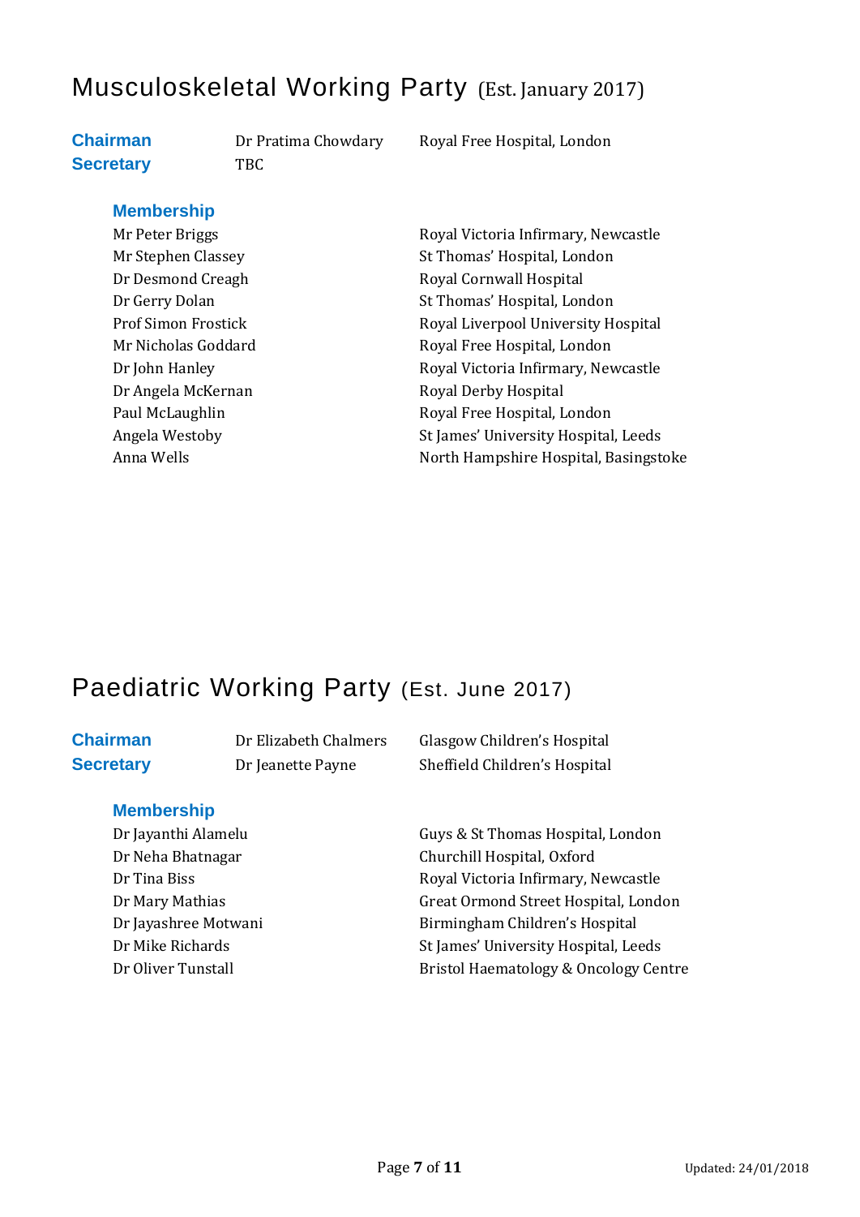# Musculoskeletal Working Party (Est. January 2017)

| | | |
|---|---|---|
| **Chairman** | Dr Pratima Chowdary | Royal Free Hospital, London |
| **Secretary** | TBC | |

### Membership

| | |
|---|---|
| Mr Peter Briggs | Royal Victoria Infirmary, Newcastle |
| Mr Stephen Classey | St Thomas' Hospital, London |
| Dr Desmond Creagh | Royal Cornwall Hospital |
| Dr Gerry Dolan | St Thomas' Hospital, London |
| Prof Simon Frostick | Royal Liverpool University Hospital |
| Mr Nicholas Goddard | Royal Free Hospital, London |
| Dr John Hanley | Royal Victoria Infirmary, Newcastle |
| Dr Angela McKernan | Royal Derby Hospital |
| Paul McLaughlin | Royal Free Hospital, London |
| Angela Westoby | St James' University Hospital, Leeds |
| Anna Wells | North Hampshire Hospital, Basingstoke |

# Paediatric Working Party (Est. June 2017)

| | | |
|---|---|---|
| **Chairman** | Dr Elizabeth Chalmers | Glasgow Children's Hospital |
| **Secretary** | Dr Jeanette Payne | Sheffield Children's Hospital |

### Membership

| | |
|---|---|
| Dr Jayanthi Alamelu | Guys & St Thomas Hospital, London |
| Dr Neha Bhatnagar | Churchill Hospital, Oxford |
| Dr Tina Biss | Royal Victoria Infirmary, Newcastle |
| Dr Mary Mathias | Great Ormond Street Hospital, London |
| Dr Jayashree Motwani | Birmingham Children's Hospital |
| Dr Mike Richards | St James' University Hospital, Leeds |
| Dr Oliver Tunstall | Bristol Haematology & Oncology Centre |

Updated: 24/01/2018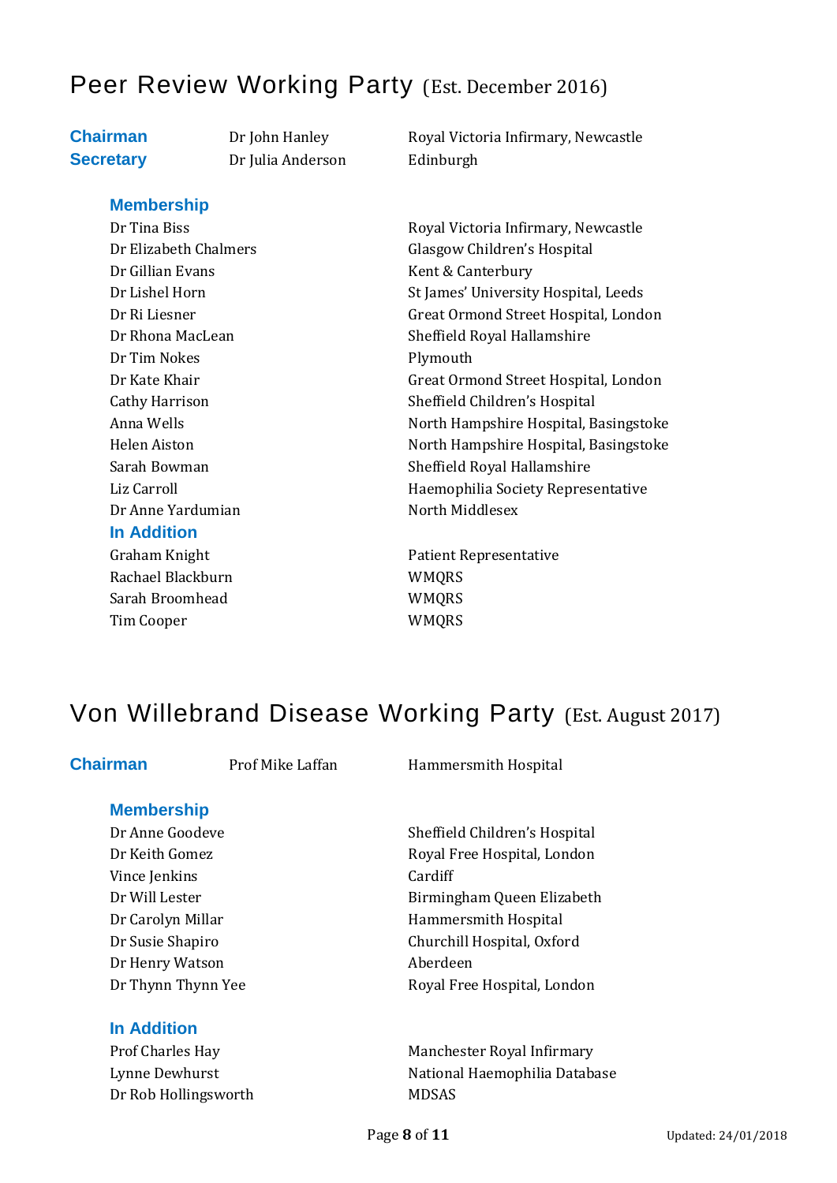## Peer Review Working Party (Est. December 2016)

| | | |
|---|---|---|
| **Chairman** | Dr John Hanley | Royal Victoria Infirmary, Newcastle |
| **Secretary** | Dr Julia Anderson | Edinburgh |

### Membership

| | |
|---|---|
| Dr Tina Biss | Royal Victoria Infirmary, Newcastle |
| Dr Elizabeth Chalmers | Glasgow Children's Hospital |
| Dr Gillian Evans | Kent & Canterbury |
| Dr Lishel Horn | St James' University Hospital, Leeds |
| Dr Ri Liesner | Great Ormond Street Hospital, London |
| Dr Rhona MacLean | Sheffield Royal Hallamshire |
| Dr Tim Nokes | Plymouth |
| Dr Kate Khair | Great Ormond Street Hospital, London |
| Cathy Harrison | Sheffield Children's Hospital |
| Anna Wells | North Hampshire Hospital, Basingstoke |
| Helen Aiston | North Hampshire Hospital, Basingstoke |
| Sarah Bowman | Sheffield Royal Hallamshire |
| Liz Carroll | Haemophilia Society Representative |
| Dr Anne Yardumian | North Middlesex |

### In Addition

| | |
|---|---|
| Graham Knight | Patient Representative |
| Rachael Blackburn | WMQRS |
| Sarah Broomhead | WMQRS |
| Tim Cooper | WMQRS |

## Von Willebrand Disease Working Party (Est. August 2017)

| | | |
|---|---|---|
| **Chairman** | Prof Mike Laffan | Hammersmith Hospital |

### Membership

| | |
|---|---|
| Dr Anne Goodeve | Sheffield Children's Hospital |
| Dr Keith Gomez | Royal Free Hospital, London |
| Vince Jenkins | Cardiff |
| Dr Will Lester | Birmingham Queen Elizabeth |
| Dr Carolyn Millar | Hammersmith Hospital |
| Dr Susie Shapiro | Churchill Hospital, Oxford |
| Dr Henry Watson | Aberdeen |
| Dr Thynn Thynn Yee | Royal Free Hospital, London |

### In Addition

| | |
|---|---|
| Prof Charles Hay | Manchester Royal Infirmary |
| Lynne Dewhurst | National Haemophilia Database |
| Dr Rob Hollingsworth | MDSAS |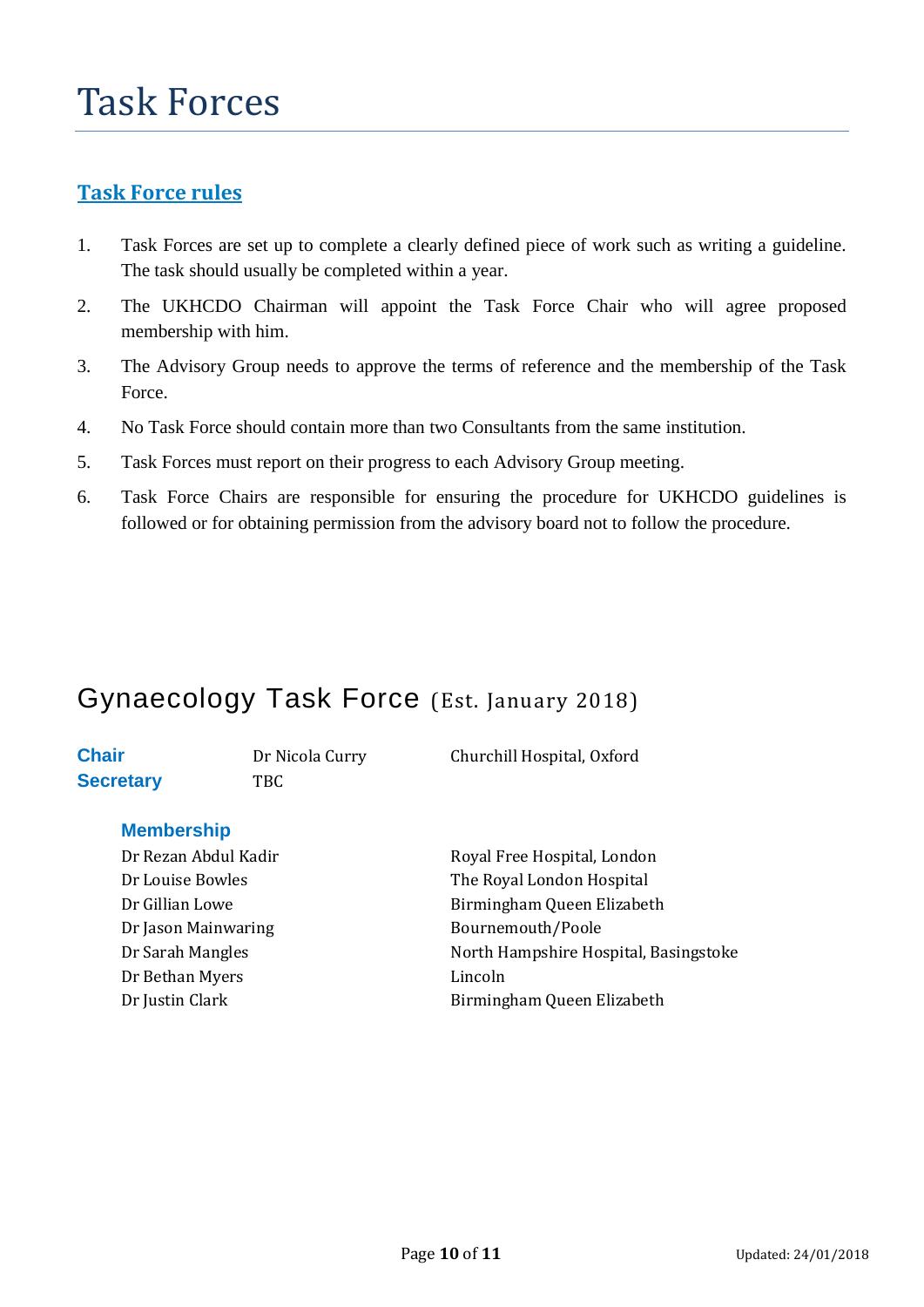# Task Forces

## Task Force rules

1. Task Forces are set up to complete a clearly defined piece of work such as writing a guideline. The task should usually be completed within a year.
2. The UKHCDO Chairman will appoint the Task Force Chair who will agree proposed membership with him.
3. The Advisory Group needs to approve the terms of reference and the membership of the Task Force.
4. No Task Force should contain more than two Consultants from the same institution.
5. Task Forces must report on their progress to each Advisory Group meeting.
6. Task Force Chairs are responsible for ensuring the procedure for UKHCDO guidelines is followed or for obtaining permission from the advisory board not to follow the procedure.

## Gynaecology Task Force (Est. January 2018)

| | | |
|---|---|---|
| **Chair** | Dr Nicola Curry | Churchill Hospital, Oxford |
| **Secretary** | TBC | |

### Membership

| | |
|---|---|
| Dr Rezan Abdul Kadir | Royal Free Hospital, London |
| Dr Louise Bowles | The Royal London Hospital |
| Dr Gillian Lowe | Birmingham Queen Elizabeth |
| Dr Jason Mainwaring | Bournemouth/Poole |
| Dr Sarah Mangles | North Hampshire Hospital, Basingstoke |
| Dr Bethan Myers | Lincoln |
| Dr Justin Clark | Birmingham Queen Elizabeth |

Updated: 24/01/2018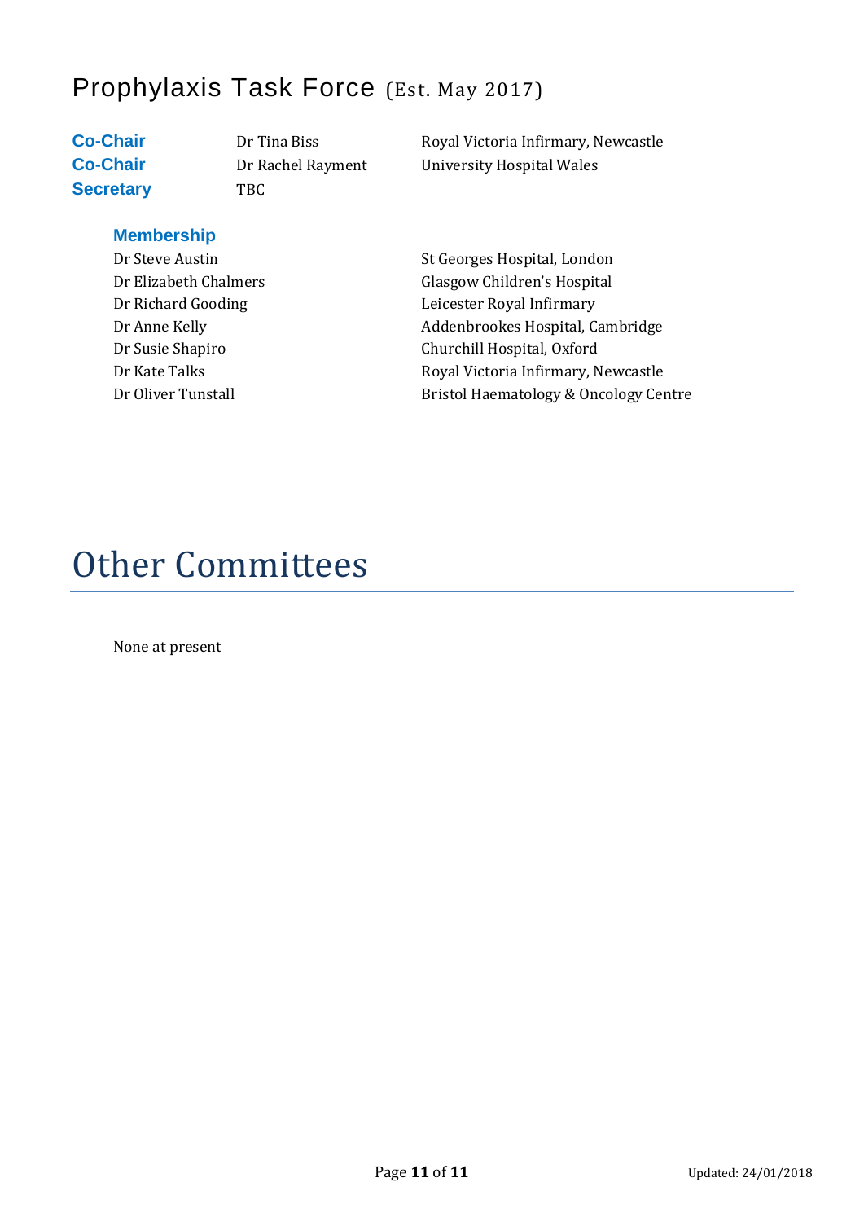## Prophylaxis Task Force (Est. May 2017)

| | | |
|---|---|---|
| **Co-Chair** | Dr Tina Biss | Royal Victoria Infirmary, Newcastle |
| **Co-Chair** | Dr Rachel Rayment | University Hospital Wales |
| **Secretary** | TBC | |

### Membership

| | |
|---|---|
| Dr Steve Austin | St Georges Hospital, London |
| Dr Elizabeth Chalmers | Glasgow Children's Hospital |
| Dr Richard Gooding | Leicester Royal Infirmary |
| Dr Anne Kelly | Addenbrookes Hospital, Cambridge |
| Dr Susie Shapiro | Churchill Hospital, Oxford |
| Dr Kate Talks | Royal Victoria Infirmary, Newcastle |
| Dr Oliver Tunstall | Bristol Haematology & Oncology Centre |

# Other Committees

None at present

Updated: 24/01/2018